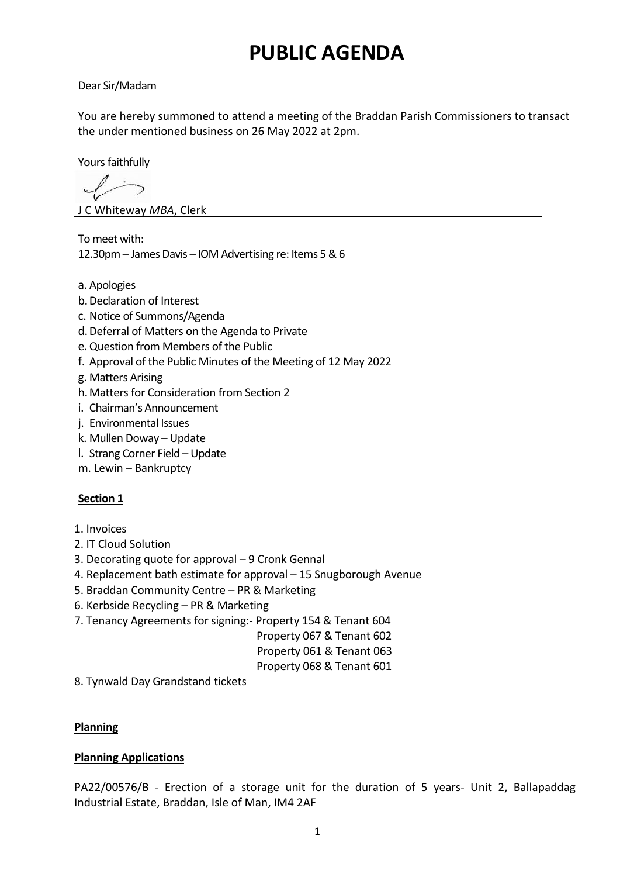# PUBLIC AGENDA

Dear Sir/Madam

You are hereby summoned to attend a meeting of the Braddan Parish Commissioners to transact the under mentioned business on 26 May 2022 at 2pm.

Yours faithfully

J C Whiteway *MBA*, Clerk

To meet with:
12.30pm – James Davis – IOM Advertising re: Items 5 & 6

a. Apologies
b. Declaration of Interest
c. Notice of Summons/Agenda
d. Deferral of Matters on the Agenda to Private
e. Question from Members of the Public
f. Approval of the Public Minutes of the Meeting of 12 May 2022
g. Matters Arising
h. Matters for Consideration from Section 2
i. Chairman's Announcement
j. Environmental Issues
k. Mullen Doway – Update
l. Strang Corner Field – Update
m. Lewin – Bankruptcy

**Section 1**

1. Invoices
2. IT Cloud Solution
3. Decorating quote for approval – 9 Cronk Gennal
4. Replacement bath estimate for approval – 15 Snugborough Avenue
5. Braddan Community Centre – PR & Marketing
6. Kerbside Recycling – PR & Marketing
7. Tenancy Agreements for signing:- Property 154 & Tenant 604
   Property 067 & Tenant 602
   Property 061 & Tenant 063
   Property 068 & Tenant 601
8. Tynwald Day Grandstand tickets

**Planning**

**Planning Applications**

PA22/00576/B - Erection of a storage unit for the duration of 5 years- Unit 2, Ballapaddag Industrial Estate, Braddan, Isle of Man, IM4 2AF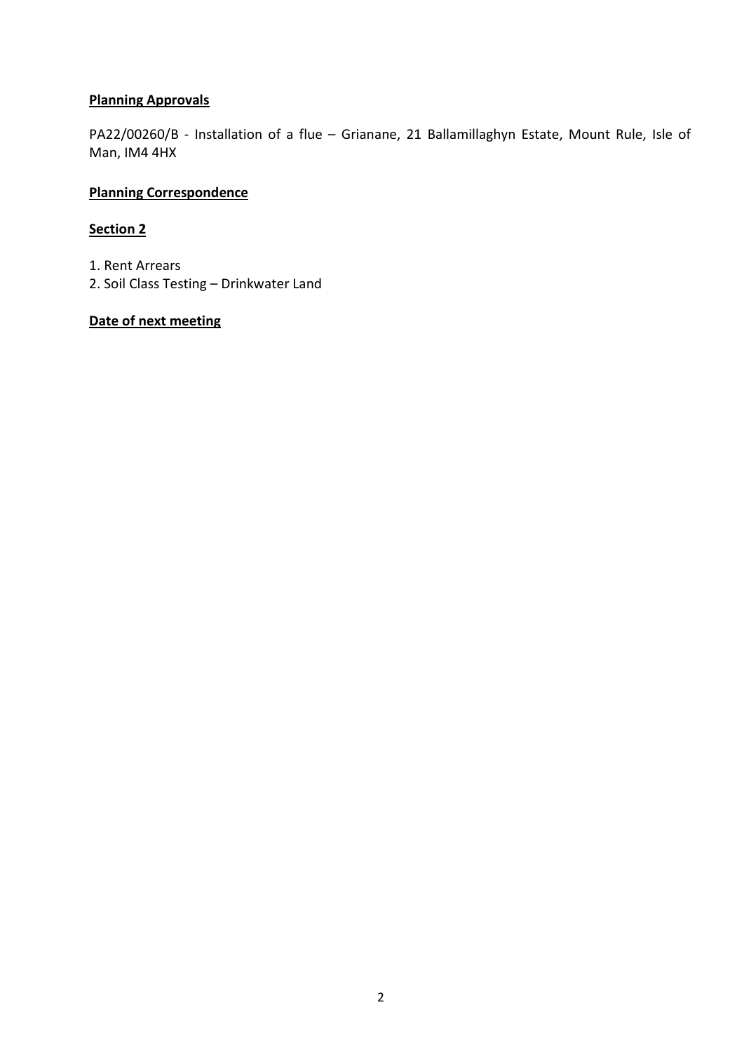**Planning Approvals**

PA22/00260/B - Installation of a flue – Grianane, 21 Ballamillaghyn Estate, Mount Rule, Isle of Man, IM4 4HX

**Planning Correspondence**

**Section 2**

1. Rent Arrears
2. Soil Class Testing – Drinkwater Land

**Date of next meeting**